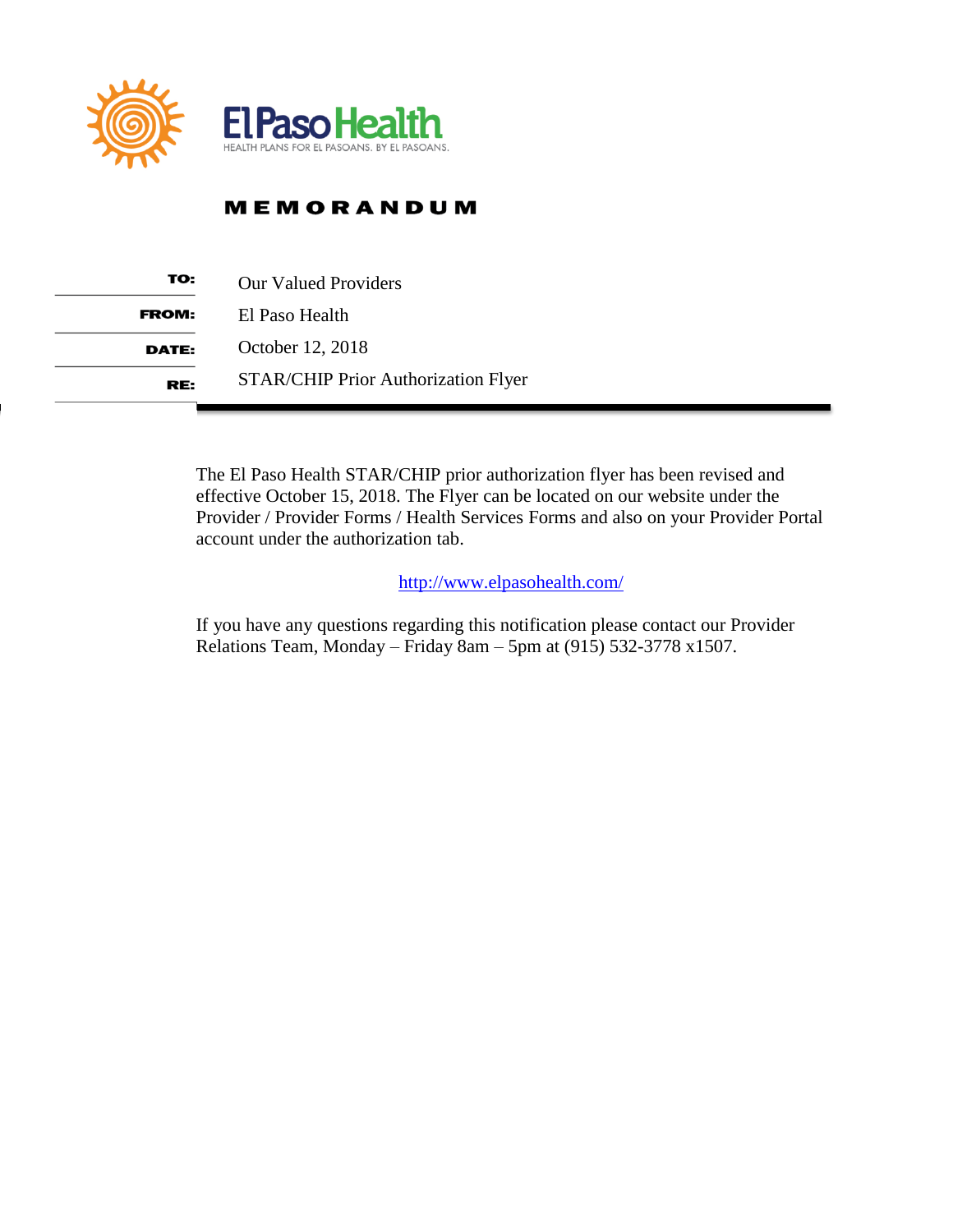El Paso Health

HEALTH PLANS FOR EL PASOANS. BY EL PASOANS.

# MEMORANDUM

| | |
|---|---|
| **TO:** | Our Valued Providers |
| **FROM:** | El Paso Health |
| **DATE:** | October 12, 2018 |
| **RE:** | STAR/CHIP Prior Authorization Flyer |

The El Paso Health STAR/CHIP prior authorization flyer has been revised and effective October 15, 2018. The Flyer can be located on our website under the Provider / Provider Forms / Health Services Forms and also on your Provider Portal account under the authorization tab.

[http://www.elpasohealth.com/](http://www.elpasohealth.com/)

If you have any questions regarding this notification please contact our Provider Relations Team, Monday – Friday 8am – 5pm at (915) 532-3778 x1507.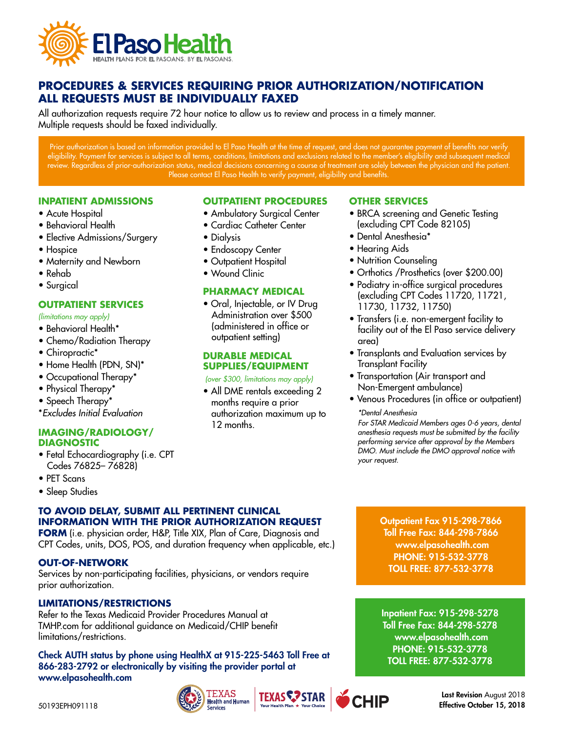# PROCEDURES & SERVICES REQUIRING PRIOR AUTHORIZATION/NOTIFICATION ALL REQUESTS MUST BE INDIVIDUALLY FAXED

All authorization requests require 72 hour notice to allow us to review and process in a timely manner. Multiple requests should be faxed individually.

Prior authorization is based on information provided to El Paso Health at the time of request, and does not guarantee payment of benefits nor verify eligibility. Payment for services is subject to all terms, conditions, limitations and exclusions related to the member's eligibility and subsequent medical review. Regardless of prior-authorization status, medical decisions concerning a course of treatment are solely between the physician and the patient. Please contact El Paso Health to verify payment, eligibility and benefits.

## INPATIENT ADMISSIONS

- Acute Hospital
- Behavioral Health
- Elective Admissions/Surgery
- Hospice
- Maternity and Newborn
- Rehab
- Surgical

## OUTPATIENT SERVICES

*(limitations may apply)*

- Behavioral Health*
- Chemo/Radiation Therapy
- Chiropractic*
- Home Health (PDN, SN)*
- Occupational Therapy*
- Physical Therapy*
- Speech Therapy*

**Excludes Initial Evaluation*

## IMAGING/RADIOLOGY/ DIAGNOSTIC

- Fetal Echocardiography (i.e. CPT Codes 76825– 76828)
- PET Scans
- Sleep Studies

## OUTPATIENT PROCEDURES

- Ambulatory Surgical Center
- Cardiac Catheter Center
- Dialysis
- Endoscopy Center
- Outpatient Hospital
- Wound Clinic

## PHARMACY MEDICAL

- Oral, Injectable, or IV Drug Administration over $500 (administered in office or outpatient setting)

## DURABLE MEDICAL SUPPLIES/EQUIPMENT

*(over $300, limitations may apply)*

- All DME rentals exceeding 2 months require a prior authorization maximum up to 12 months.

## OTHER SERVICES

- BRCA screening and Genetic Testing (excluding CPT Code 82105)
- Dental Anesthesia*
- Hearing Aids
- Nutrition Counseling
- Orthotics /Prosthetics (over $200.00)
- Podiatry in-office surgical procedures (excluding CPT Codes 11720, 11721, 11730, 11732, 11750)
- Transfers (i.e. non-emergent facility to facility out of the El Paso service delivery area)
- Transplants and Evaluation services by Transplant Facility
- Transportation (Air transport and Non-Emergent ambulance)
- Venous Procedures (in office or outpatient)

**Dental Anesthesia*
*For STAR Medicaid Members ages 0-6 years, dental anesthesia requests must be submitted by the facility performing service after approval by the Members DMO. Must include the DMO approval notice with your request.*

**TO AVOID DELAY, SUBMIT ALL PERTINENT CLINICAL INFORMATION WITH THE PRIOR AUTHORIZATION REQUEST FORM** (i.e. physician order, H&P, Title XIX, Plan of Care, Diagnosis and CPT Codes, units, DOS, POS, and duration frequency when applicable, etc.)

## OUT-OF-NETWORK

Services by non-participating facilities, physicians, or vendors require prior authorization.

## LIMITATIONS/RESTRICTIONS

Refer to the Texas Medicaid Provider Procedures Manual at TMHP.com for additional guidance on Medicaid/CHIP benefit limitations/restrictions.

**Check AUTH status by phone using HealthX at 915-225-5463 Toll Free at 866-283-2792 or electronically by visiting the provider portal at www.elpasohealth.com**

**Outpatient Fax 915-298-7866**
**Toll Free Fax: 844-298-7866**
**www.elpasohealth.com**
**PHONE: 915-532-3778**
**TOLL FREE: 877-532-3778**

**Inpatient Fax: 915-298-5278**
**Toll Free Fax: 844-298-5278**
**www.elpasohealth.com**
**PHONE: 915-532-3778**
**TOLL FREE: 877-532-3778**

50193EPH091118

**Last Revision** August 2018
**Effective October 15, 2018**